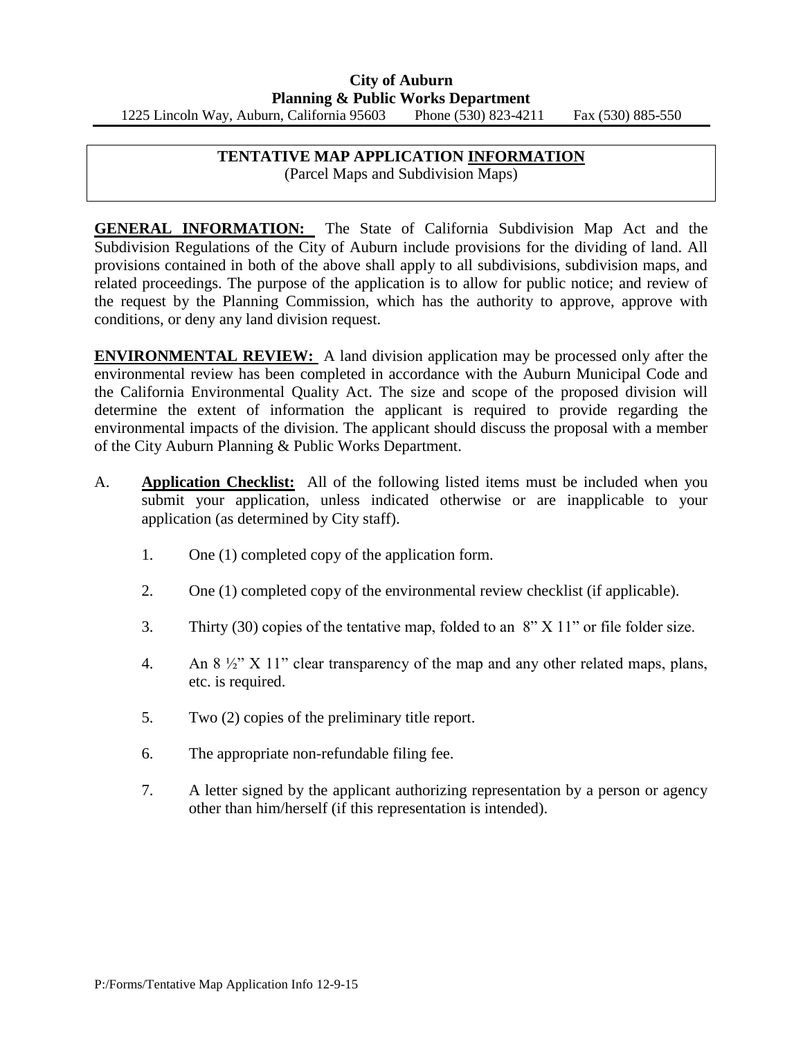**City of Auburn**
**Planning & Public Works Department**
1225 Lincoln Way, Auburn, California 95603 Phone (530) 823-4211 Fax (530) 885-550

# TENTATIVE MAP APPLICATION INFORMATION
(Parcel Maps and Subdivision Maps)

**GENERAL INFORMATION:** The State of California Subdivision Map Act and the Subdivision Regulations of the City of Auburn include provisions for the dividing of land. All provisions contained in both of the above shall apply to all subdivisions, subdivision maps, and related proceedings. The purpose of the application is to allow for public notice; and review of the request by the Planning Commission, which has the authority to approve, approve with conditions, or deny any land division request.

**ENVIRONMENTAL REVIEW:** A land division application may be processed only after the environmental review has been completed in accordance with the Auburn Municipal Code and the California Environmental Quality Act. The size and scope of the proposed division will determine the extent of information the applicant is required to provide regarding the environmental impacts of the division. The applicant should discuss the proposal with a member of the City Auburn Planning & Public Works Department.

A. **Application Checklist:** All of the following listed items must be included when you submit your application, unless indicated otherwise or are inapplicable to your application (as determined by City staff).

1. One (1) completed copy of the application form.
2. One (1) completed copy of the environmental review checklist (if applicable).
3. Thirty (30) copies of the tentative map, folded to an 8" X 11" or file folder size.
4. An 8 ½" X 11" clear transparency of the map and any other related maps, plans, etc. is required.
5. Two (2) copies of the preliminary title report.
6. The appropriate non-refundable filing fee.
7. A letter signed by the applicant authorizing representation by a person or agency other than him/herself (if this representation is intended).

P:/Forms/Tentative Map Application Info 12-9-15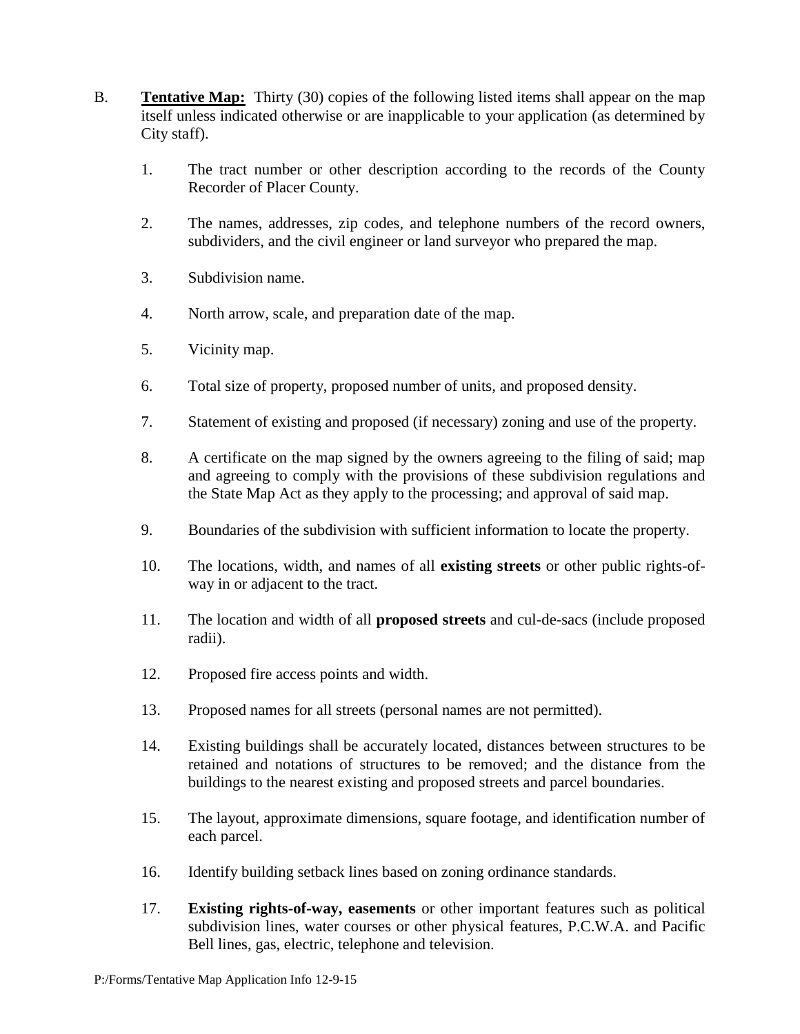B. **Tentative Map:** Thirty (30) copies of the following listed items shall appear on the map itself unless indicated otherwise or are inapplicable to your application (as determined by City staff).

1. The tract number or other description according to the records of the County Recorder of Placer County.

2. The names, addresses, zip codes, and telephone numbers of the record owners, subdividers, and the civil engineer or land surveyor who prepared the map.

3. Subdivision name.

4. North arrow, scale, and preparation date of the map.

5. Vicinity map.

6. Total size of property, proposed number of units, and proposed density.

7. Statement of existing and proposed (if necessary) zoning and use of the property.

8. A certificate on the map signed by the owners agreeing to the filing of said; map and agreeing to comply with the provisions of these subdivision regulations and the State Map Act as they apply to the processing; and approval of said map.

9. Boundaries of the subdivision with sufficient information to locate the property.

10. The locations, width, and names of all **existing streets** or other public rights-of-way in or adjacent to the tract.

11. The location and width of all **proposed streets** and cul-de-sacs (include proposed radii).

12. Proposed fire access points and width.

13. Proposed names for all streets (personal names are not permitted).

14. Existing buildings shall be accurately located, distances between structures to be retained and notations of structures to be removed; and the distance from the buildings to the nearest existing and proposed streets and parcel boundaries.

15. The layout, approximate dimensions, square footage, and identification number of each parcel.

16. Identify building setback lines based on zoning ordinance standards.

17. **Existing rights-of-way, easements** or other important features such as political subdivision lines, water courses or other physical features, P.C.W.A. and Pacific Bell lines, gas, electric, telephone and television.

P:/Forms/Tentative Map Application Info 12-9-15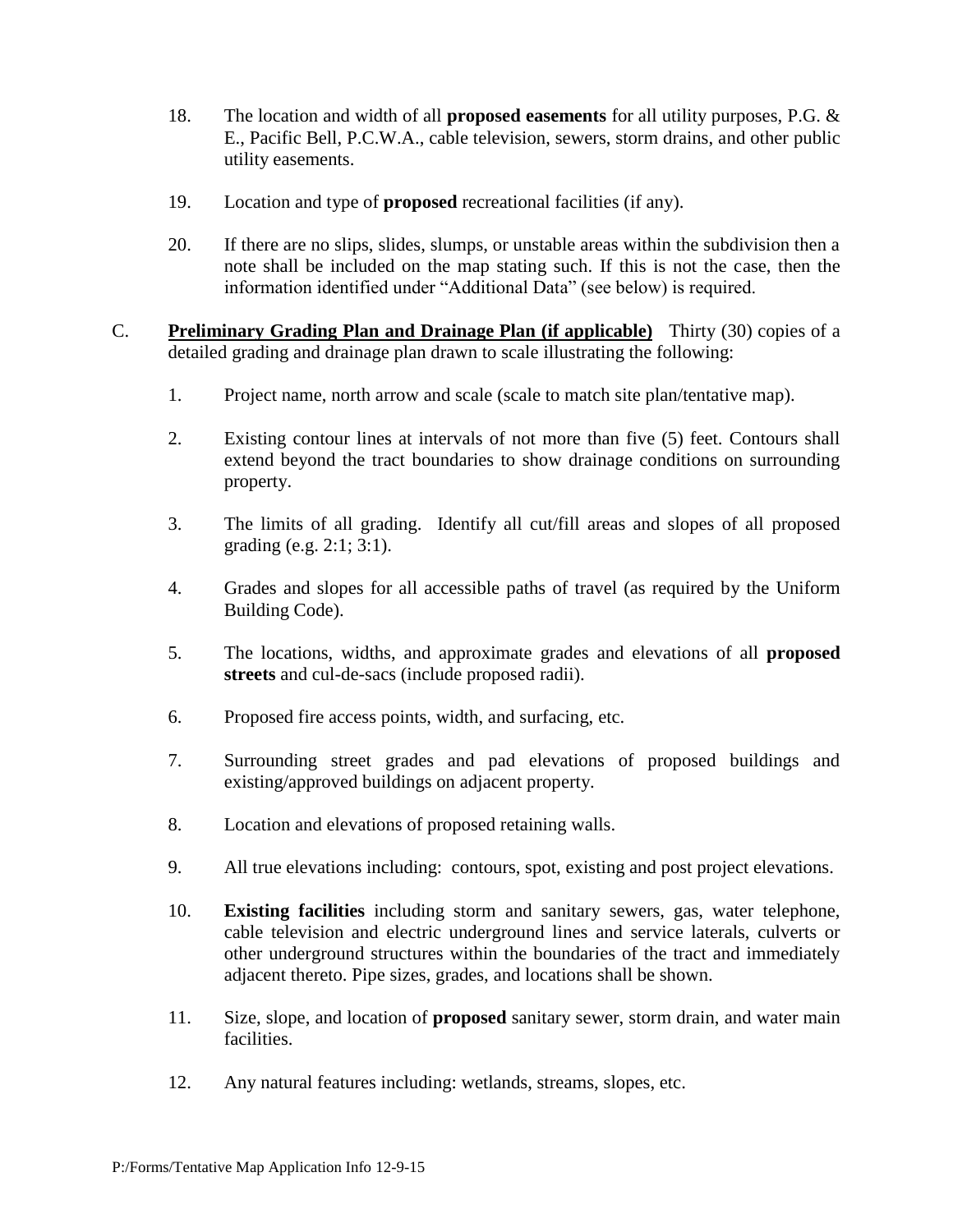18. The location and width of all **proposed easements** for all utility purposes, P.G. & E., Pacific Bell, P.C.W.A., cable television, sewers, storm drains, and other public utility easements.

19. Location and type of **proposed** recreational facilities (if any).

20. If there are no slips, slides, slumps, or unstable areas within the subdivision then a note shall be included on the map stating such. If this is not the case, then the information identified under "Additional Data" (see below) is required.

C. **<u>Preliminary Grading Plan and Drainage Plan (if applicable)</u>** Thirty (30) copies of a detailed grading and drainage plan drawn to scale illustrating the following:

1. Project name, north arrow and scale (scale to match site plan/tentative map).

2. Existing contour lines at intervals of not more than five (5) feet. Contours shall extend beyond the tract boundaries to show drainage conditions on surrounding property.

3. The limits of all grading. Identify all cut/fill areas and slopes of all proposed grading (e.g. 2:1; 3:1).

4. Grades and slopes for all accessible paths of travel (as required by the Uniform Building Code).

5. The locations, widths, and approximate grades and elevations of all **proposed streets** and cul-de-sacs (include proposed radii).

6. Proposed fire access points, width, and surfacing, etc.

7. Surrounding street grades and pad elevations of proposed buildings and existing/approved buildings on adjacent property.

8. Location and elevations of proposed retaining walls.

9. All true elevations including: contours, spot, existing and post project elevations.

10. **Existing facilities** including storm and sanitary sewers, gas, water telephone, cable television and electric underground lines and service laterals, culverts or other underground structures within the boundaries of the tract and immediately adjacent thereto. Pipe sizes, grades, and locations shall be shown.

11. Size, slope, and location of **proposed** sanitary sewer, storm drain, and water main facilities.

12. Any natural features including: wetlands, streams, slopes, etc.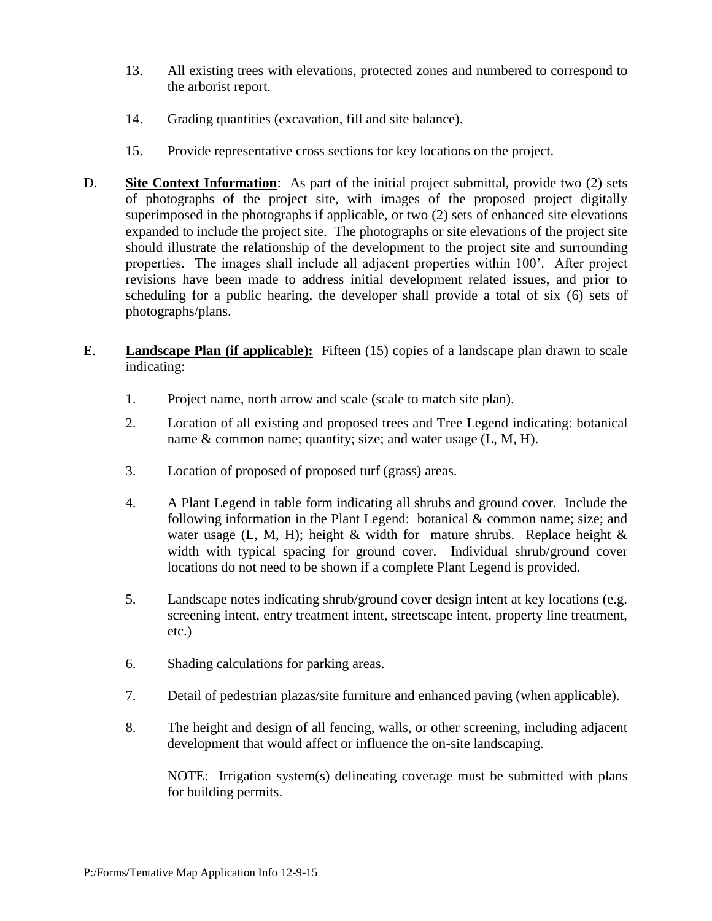13. All existing trees with elevations, protected zones and numbered to correspond to the arborist report.

14. Grading quantities (excavation, fill and site balance).

15. Provide representative cross sections for key locations on the project.

D. **Site Context Information**: As part of the initial project submittal, provide two (2) sets of photographs of the project site, with images of the proposed project digitally superimposed in the photographs if applicable, or two (2) sets of enhanced site elevations expanded to include the project site. The photographs or site elevations of the project site should illustrate the relationship of the development to the project site and surrounding properties. The images shall include all adjacent properties within 100'. After project revisions have been made to address initial development related issues, and prior to scheduling for a public hearing, the developer shall provide a total of six (6) sets of photographs/plans.

E. **Landscape Plan (if applicable):** Fifteen (15) copies of a landscape plan drawn to scale indicating:

1. Project name, north arrow and scale (scale to match site plan).

2. Location of all existing and proposed trees and Tree Legend indicating: botanical name & common name; quantity; size; and water usage (L, M, H).

3. Location of proposed of proposed turf (grass) areas.

4. A Plant Legend in table form indicating all shrubs and ground cover. Include the following information in the Plant Legend: botanical & common name; size; and water usage (L, M, H); height & width for mature shrubs. Replace height & width with typical spacing for ground cover. Individual shrub/ground cover locations do not need to be shown if a complete Plant Legend is provided.

5. Landscape notes indicating shrub/ground cover design intent at key locations (e.g. screening intent, entry treatment intent, streetscape intent, property line treatment, etc.)

6. Shading calculations for parking areas.

7. Detail of pedestrian plazas/site furniture and enhanced paving (when applicable).

8. The height and design of all fencing, walls, or other screening, including adjacent development that would affect or influence the on-site landscaping.

   NOTE: Irrigation system(s) delineating coverage must be submitted with plans for building permits.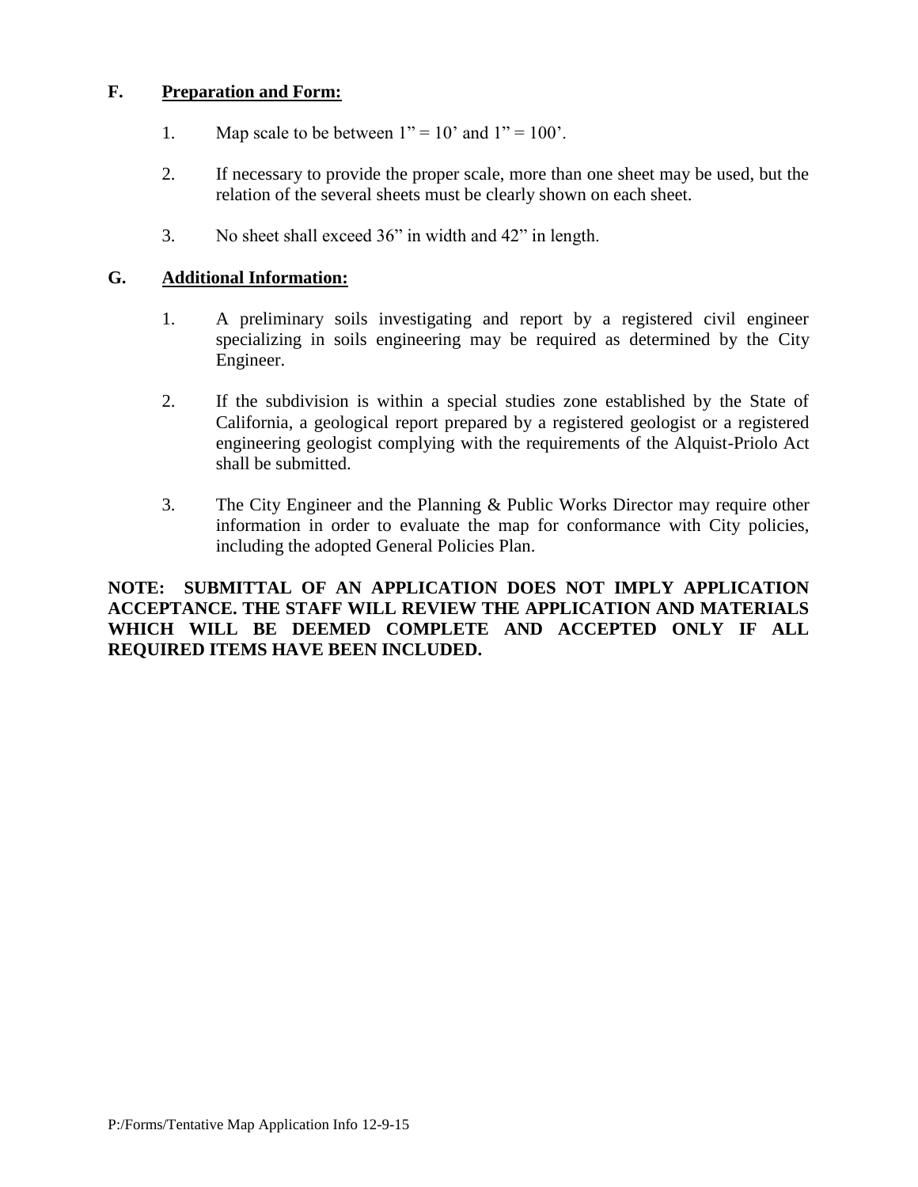## F. Preparation and Form:

1. Map scale to be between 1" = 10' and 1" = 100'.

2. If necessary to provide the proper scale, more than one sheet may be used, but the relation of the several sheets must be clearly shown on each sheet.

3. No sheet shall exceed 36" in width and 42" in length.

## G. Additional Information:

1. A preliminary soils investigating and report by a registered civil engineer specializing in soils engineering may be required as determined by the City Engineer.

2. If the subdivision is within a special studies zone established by the State of California, a geological report prepared by a registered geologist or a registered engineering geologist complying with the requirements of the Alquist-Priolo Act shall be submitted.

3. The City Engineer and the Planning & Public Works Director may require other information in order to evaluate the map for conformance with City policies, including the adopted General Policies Plan.

**NOTE: SUBMITTAL OF AN APPLICATION DOES NOT IMPLY APPLICATION ACCEPTANCE. THE STAFF WILL REVIEW THE APPLICATION AND MATERIALS WHICH WILL BE DEEMED COMPLETE AND ACCEPTED ONLY IF ALL REQUIRED ITEMS HAVE BEEN INCLUDED.**

P:/Forms/Tentative Map Application Info 12-9-15